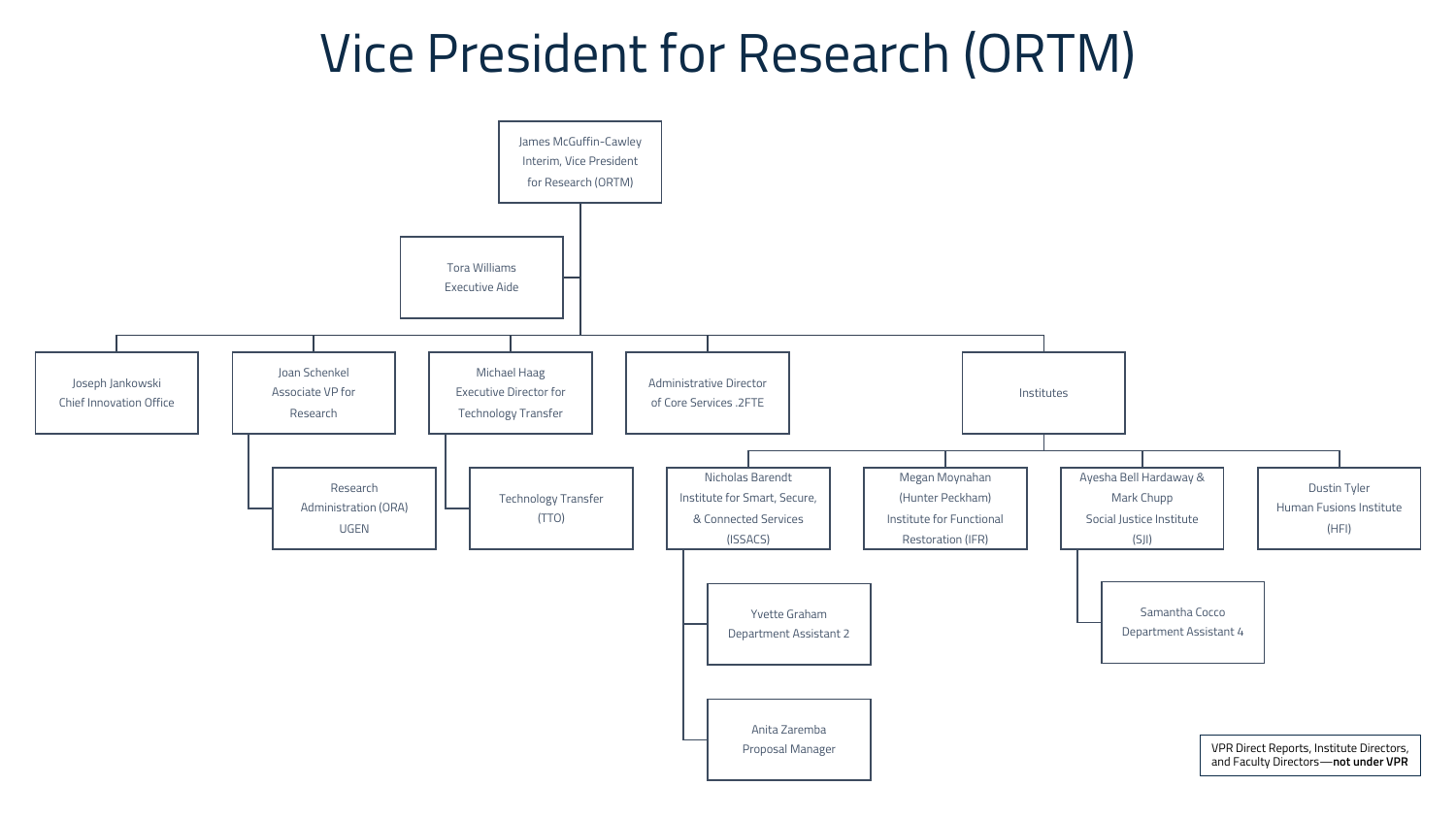# Vice President for Research (ORTM)

- **James McGuffin-Cawley**
  Interim, Vice President for Research (ORTM)
  - **Tora Williams**
    Executive Aide
  - **Joseph Jankowski**
    Chief Innovation Office
  - **Joan Schenkel**
    Associate VP for Research
    - Research Administration (ORA) UGEN
  - **Michael Haag**
    Executive Director for Technology Transfer
    - Technology Transfer (TTO)
  - **Administrative Director of Core Services .2FTE**
  - **Institutes**
    - **Nicholas Barendt**
      Institute for Smart, Secure, & Connected Services (ISSACS)
      - **Yvette Graham**
        Department Assistant 2
      - **Anita Zaremba**
        Proposal Manager
    - **Megan Moynahan**
      (Hunter Peckham)
      Institute for Functional Restoration (IFR)
    - **Ayesha Bell Hardaway & Mark Chupp**
      Social Justice Institute (SJI)
      - **Samantha Cocco**
        Department Assistant 4
    - **Dustin Tyler**
      Human Fusions Institute (HFI)

VPR Direct Reports, Institute Directors, and Faculty Directors—**not under VPR**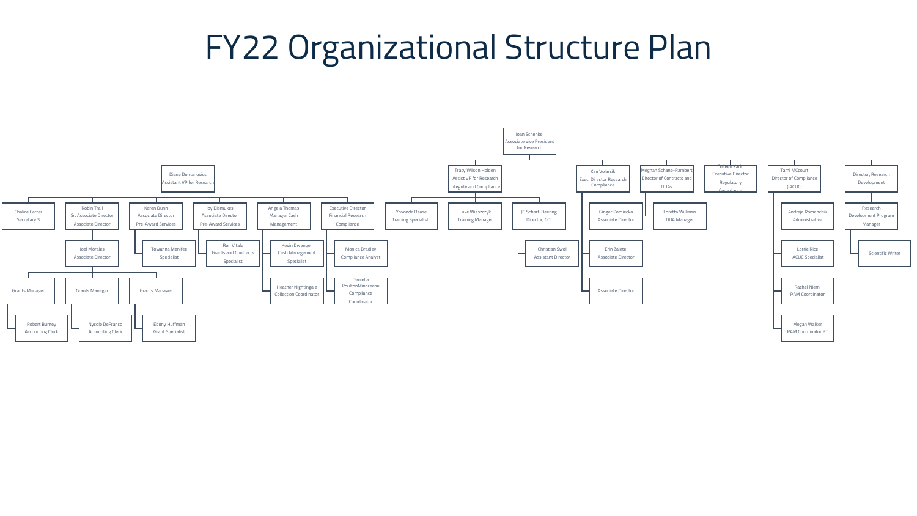# FY22 Organizational Structure Plan

- **Joan Schenkel** – Associate Vice President for Research
  - **Diane Domanovics** – Assistant VP for Research
    - Chalice Carter – Secretary 3
    - Robin Trail – Sr. Associate Director Associate Director
      - Joel Morales – Associate Director
        - Grants Manager
          - Robert Burney – Accounting Clerk
        - Grants Manager
          - Nycole DeFranco – Accounting Clerk
        - Grants Manager
          - Ebony Huffman – Grant Specialist
    - Karen Dunn – Associate Director Pre-Award Services
      - Towanna Menifee – Specialist
    - Joy Dismukes – Associate Director Pre-Award Services
      - Ron Vitale – Grants and Contracts Specialist
    - Angela Thomas – Manager Cash Management
      - Kevin Dwenger – Cash Management Specialist
      - Heather Nightingale – Collection Coordinator
    - Executive Director Financial Research Compliance
      - Monica Bradley – Compliance Analyst
      - Daniella PoultonMindreanu – Compliance Coordinator
  - **Tracy Wilson Holden** – Assist VP for Research Integrity and Compliance
    - Yovonda Rease – Training Specialist I
    - Luke Wieszczyk – Training Manager
    - JC Scharf-Deering – Director, COI
      - Christian Swol – Assistant Director
  - **Kim Volarcik** – Exec. Director Research Compliance
    - Ginger Pomiecko – Associate Director
    - Erin Zaletel – Associate Director
    - Associate Director
  - **Meghan Schane-Rambert** – Director of Contracts and DUAs
    - Loretta Williams – DUA Manager
  - **Colleen Karlo** – Executive Director Regulatory Compliance
  - **Tami MCcourt** – Director of Compliance (IACUC)
    - Andreja Romanchik – Administrative
    - Lorrie Rice – IACUC Specialist
    - Rachel Niemi – PAM Coordinator
    - Megan Walker – PAM Coordinator PT
  - **Director, Research Development**
    - Research Development Program Manager
      - Scientific Writer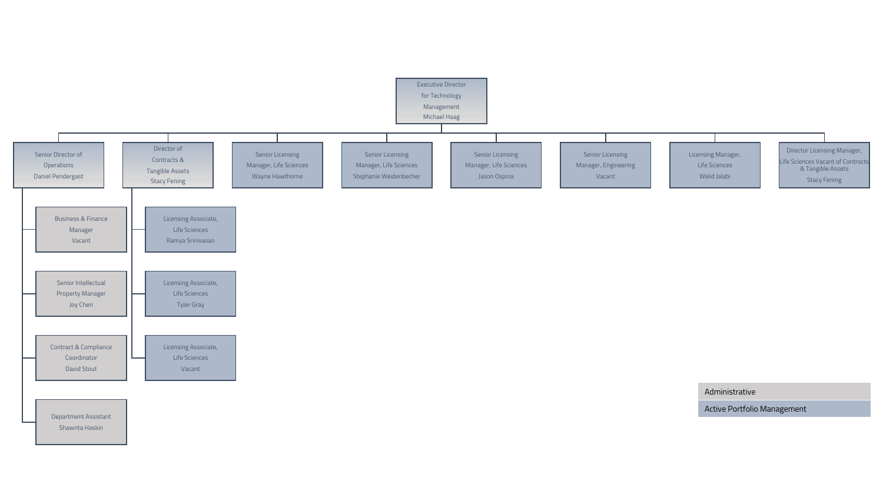Executive Director for Technology Management
Michael Haag

Senior Director of Operations
Daniel Pendergast

- Business & Finance Manager
  Vacant
- Senior Intellectual Property Manager
  Joy Chen
- Contract & Compliance Coordinator
  David Stout
- Department Assistant
  Shawnta Haskin

Director of Contracts & Tangible Assets
Stacy Fening

- Licensing Associate, Life Sciences
  Ramya Srinivasan
- Licensing Associate, Life Sciences
  Tyler Gray
- Licensing Associate, Life Sciences
  Vacant

Senior Licensing Manager, Life Sciences
Wayne Hawthorne

Senior Licensing Manager, Life Sciences
Stephanie Weidenbecher

Senior Licensing Manager, Life Sciences
Jason Ospina

Senior Licensing Manager, Engineering
Vacant

Licensing Manager, Life Sciences
Walid Jalabi

Director Licensing Manager, Life Sciences Vacant of Contracts & Tangible Assets
Stacy Fening

Administrative

Active Portfolio Management